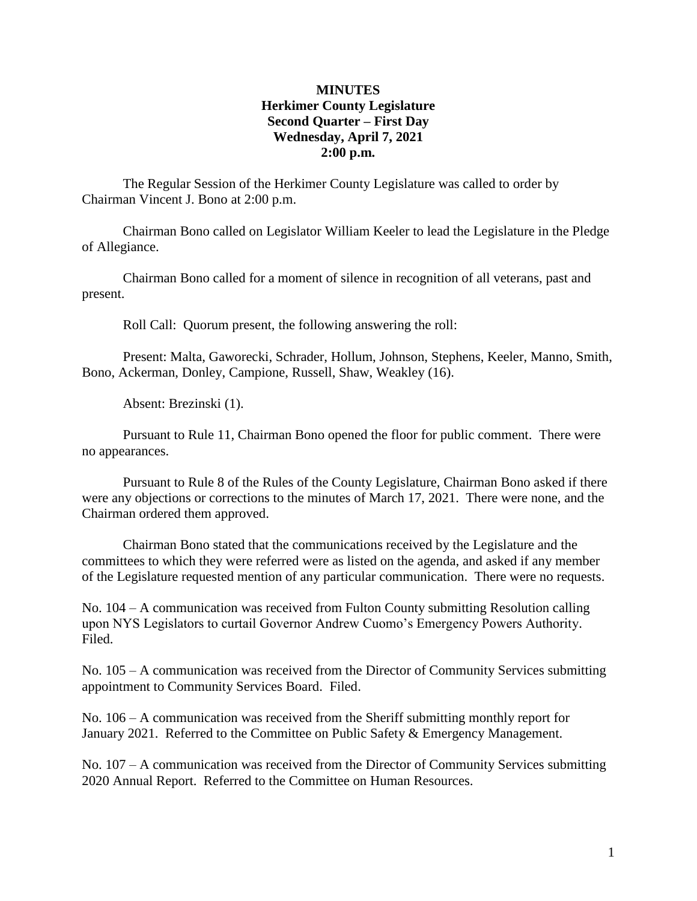# MINUTES
## Herkimer County Legislature
### Second Quarter – First Day
### Wednesday, April 7, 2021
### 2:00 p.m.

The Regular Session of the Herkimer County Legislature was called to order by Chairman Vincent J. Bono at 2:00 p.m.

Chairman Bono called on Legislator William Keeler to lead the Legislature in the Pledge of Allegiance.

Chairman Bono called for a moment of silence in recognition of all veterans, past and present.

Roll Call: Quorum present, the following answering the roll:

Present: Malta, Gaworecki, Schrader, Hollum, Johnson, Stephens, Keeler, Manno, Smith, Bono, Ackerman, Donley, Campione, Russell, Shaw, Weakley (16).

Absent: Brezinski (1).

Pursuant to Rule 11, Chairman Bono opened the floor for public comment. There were no appearances.

Pursuant to Rule 8 of the Rules of the County Legislature, Chairman Bono asked if there were any objections or corrections to the minutes of March 17, 2021. There were none, and the Chairman ordered them approved.

Chairman Bono stated that the communications received by the Legislature and the committees to which they were referred were as listed on the agenda, and asked if any member of the Legislature requested mention of any particular communication. There were no requests.

No. 104 – A communication was received from Fulton County submitting Resolution calling upon NYS Legislators to curtail Governor Andrew Cuomo's Emergency Powers Authority. Filed.

No. 105 – A communication was received from the Director of Community Services submitting appointment to Community Services Board. Filed.

No. 106 – A communication was received from the Sheriff submitting monthly report for January 2021. Referred to the Committee on Public Safety & Emergency Management.

No. 107 – A communication was received from the Director of Community Services submitting 2020 Annual Report. Referred to the Committee on Human Resources.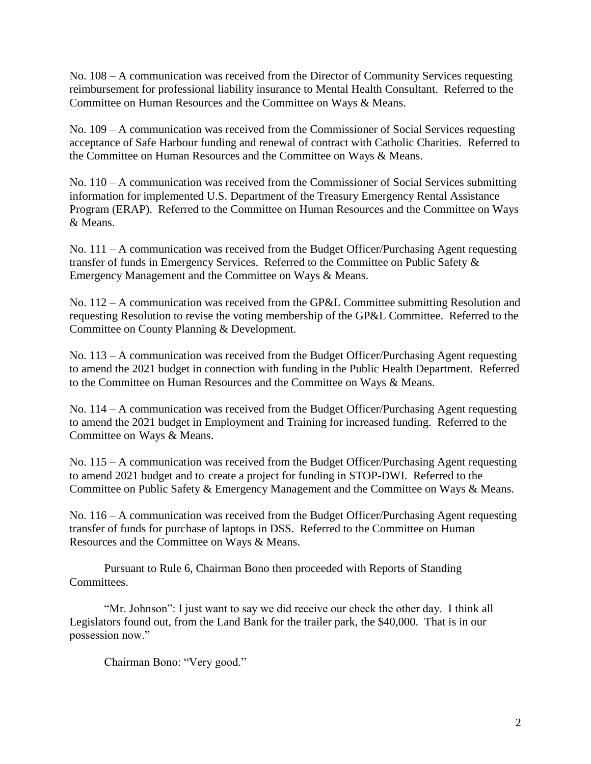No. 108 – A communication was received from the Director of Community Services requesting reimbursement for professional liability insurance to Mental Health Consultant. Referred to the Committee on Human Resources and the Committee on Ways & Means.

No. 109 – A communication was received from the Commissioner of Social Services requesting acceptance of Safe Harbour funding and renewal of contract with Catholic Charities. Referred to the Committee on Human Resources and the Committee on Ways & Means.

No. 110 – A communication was received from the Commissioner of Social Services submitting information for implemented U.S. Department of the Treasury Emergency Rental Assistance Program (ERAP). Referred to the Committee on Human Resources and the Committee on Ways & Means.

No. 111 – A communication was received from the Budget Officer/Purchasing Agent requesting transfer of funds in Emergency Services. Referred to the Committee on Public Safety & Emergency Management and the Committee on Ways & Means.

No. 112 – A communication was received from the GP&L Committee submitting Resolution and requesting Resolution to revise the voting membership of the GP&L Committee. Referred to the Committee on County Planning & Development.

No. 113 – A communication was received from the Budget Officer/Purchasing Agent requesting to amend the 2021 budget in connection with funding in the Public Health Department. Referred to the Committee on Human Resources and the Committee on Ways & Means.

No. 114 – A communication was received from the Budget Officer/Purchasing Agent requesting to amend the 2021 budget in Employment and Training for increased funding. Referred to the Committee on Ways & Means.

No. 115 – A communication was received from the Budget Officer/Purchasing Agent requesting to amend 2021 budget and to create a project for funding in STOP-DWI. Referred to the Committee on Public Safety & Emergency Management and the Committee on Ways & Means.

No. 116 – A communication was received from the Budget Officer/Purchasing Agent requesting transfer of funds for purchase of laptops in DSS. Referred to the Committee on Human Resources and the Committee on Ways & Means.

Pursuant to Rule 6, Chairman Bono then proceeded with Reports of Standing Committees.

"Mr. Johnson": I just want to say we did receive our check the other day. I think all Legislators found out, from the Land Bank for the trailer park, the $40,000. That is in our possession now."

Chairman Bono: "Very good."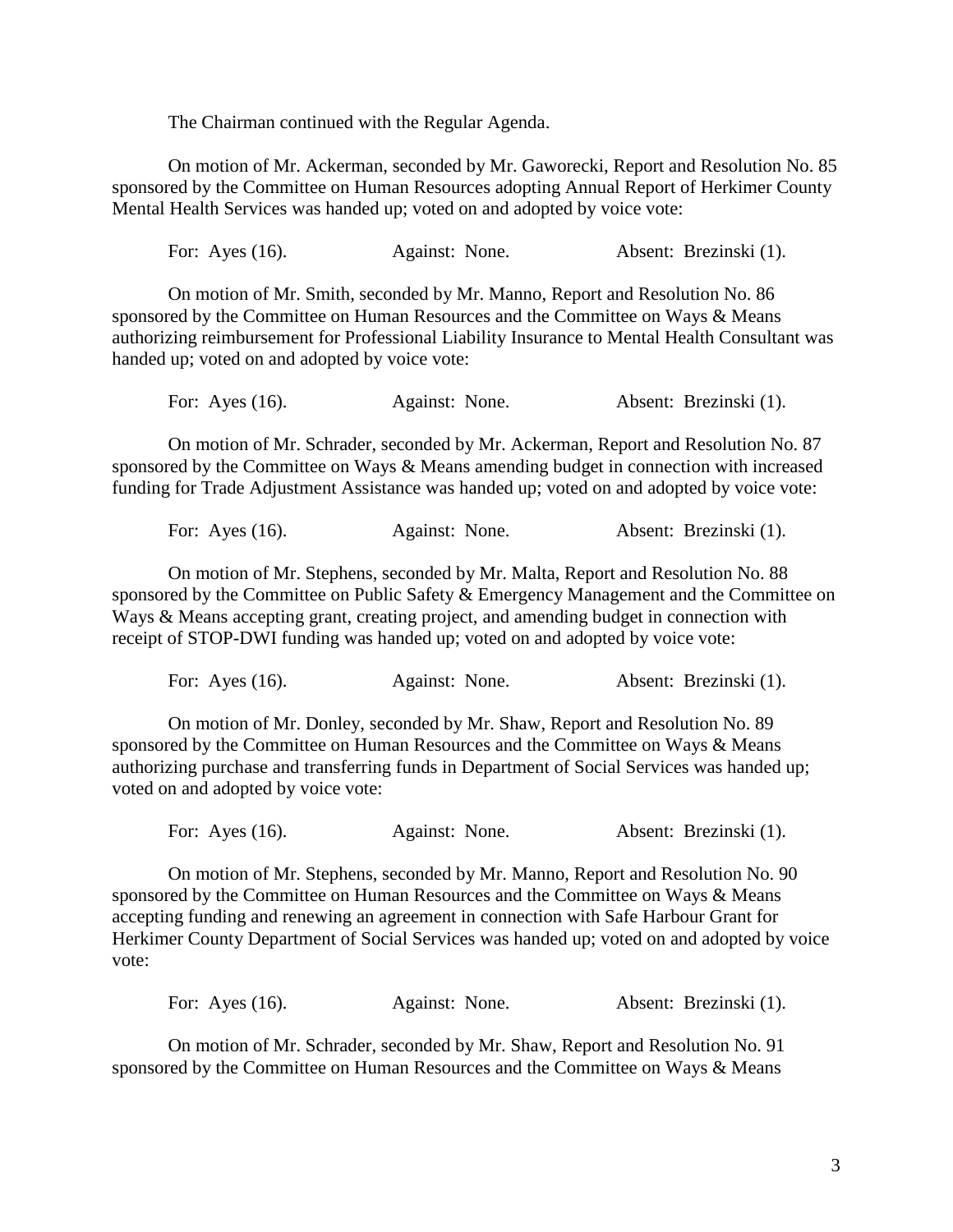The Chairman continued with the Regular Agenda.

On motion of Mr. Ackerman, seconded by Mr. Gaworecki, Report and Resolution No. 85 sponsored by the Committee on Human Resources adopting Annual Report of Herkimer County Mental Health Services was handed up; voted on and adopted by voice vote:

For: Ayes (16). Against: None. Absent: Brezinski (1).

On motion of Mr. Smith, seconded by Mr. Manno, Report and Resolution No. 86 sponsored by the Committee on Human Resources and the Committee on Ways & Means authorizing reimbursement for Professional Liability Insurance to Mental Health Consultant was handed up; voted on and adopted by voice vote:

For: Ayes (16). Against: None. Absent: Brezinski (1).

On motion of Mr. Schrader, seconded by Mr. Ackerman, Report and Resolution No. 87 sponsored by the Committee on Ways & Means amending budget in connection with increased funding for Trade Adjustment Assistance was handed up; voted on and adopted by voice vote:

For: Ayes (16). Against: None. Absent: Brezinski (1).

On motion of Mr. Stephens, seconded by Mr. Malta, Report and Resolution No. 88 sponsored by the Committee on Public Safety & Emergency Management and the Committee on Ways & Means accepting grant, creating project, and amending budget in connection with receipt of STOP-DWI funding was handed up; voted on and adopted by voice vote:

For: Ayes (16). Against: None. Absent: Brezinski (1).

On motion of Mr. Donley, seconded by Mr. Shaw, Report and Resolution No. 89 sponsored by the Committee on Human Resources and the Committee on Ways & Means authorizing purchase and transferring funds in Department of Social Services was handed up; voted on and adopted by voice vote:

For: Ayes (16). Against: None. Absent: Brezinski (1).

On motion of Mr. Stephens, seconded by Mr. Manno, Report and Resolution No. 90 sponsored by the Committee on Human Resources and the Committee on Ways & Means accepting funding and renewing an agreement in connection with Safe Harbour Grant for Herkimer County Department of Social Services was handed up; voted on and adopted by voice vote:

For: Ayes (16). Against: None. Absent: Brezinski (1).

On motion of Mr. Schrader, seconded by Mr. Shaw, Report and Resolution No. 91 sponsored by the Committee on Human Resources and the Committee on Ways & Means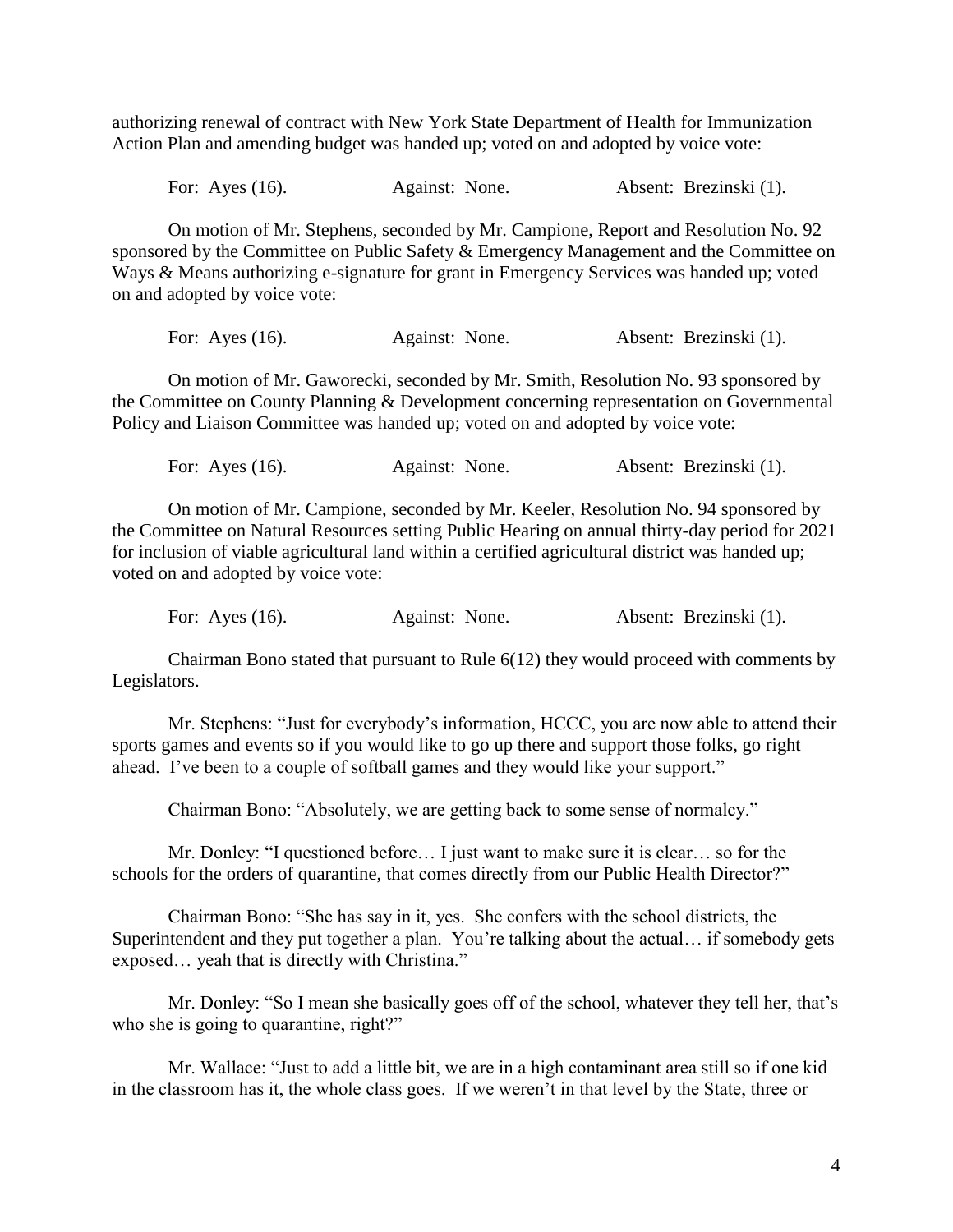authorizing renewal of contract with New York State Department of Health for Immunization Action Plan and amending budget was handed up; voted on and adopted by voice vote:

For: Ayes (16). Against: None. Absent: Brezinski (1).

On motion of Mr. Stephens, seconded by Mr. Campione, Report and Resolution No. 92 sponsored by the Committee on Public Safety & Emergency Management and the Committee on Ways & Means authorizing e-signature for grant in Emergency Services was handed up; voted on and adopted by voice vote:

For: Ayes (16). Against: None. Absent: Brezinski (1).

On motion of Mr. Gaworecki, seconded by Mr. Smith, Resolution No. 93 sponsored by the Committee on County Planning & Development concerning representation on Governmental Policy and Liaison Committee was handed up; voted on and adopted by voice vote:

For: Ayes (16). Against: None. Absent: Brezinski (1).

On motion of Mr. Campione, seconded by Mr. Keeler, Resolution No. 94 sponsored by the Committee on Natural Resources setting Public Hearing on annual thirty-day period for 2021 for inclusion of viable agricultural land within a certified agricultural district was handed up; voted on and adopted by voice vote:

For: Ayes (16). Against: None. Absent: Brezinski (1).

Chairman Bono stated that pursuant to Rule 6(12) they would proceed with comments by Legislators.

Mr. Stephens: "Just for everybody's information, HCCC, you are now able to attend their sports games and events so if you would like to go up there and support those folks, go right ahead. I've been to a couple of softball games and they would like your support."

Chairman Bono: "Absolutely, we are getting back to some sense of normalcy."

Mr. Donley: "I questioned before… I just want to make sure it is clear… so for the schools for the orders of quarantine, that comes directly from our Public Health Director?"

Chairman Bono: "She has say in it, yes. She confers with the school districts, the Superintendent and they put together a plan. You're talking about the actual… if somebody gets exposed… yeah that is directly with Christina."

Mr. Donley: "So I mean she basically goes off of the school, whatever they tell her, that's who she is going to quarantine, right?"

Mr. Wallace: "Just to add a little bit, we are in a high contaminant area still so if one kid in the classroom has it, the whole class goes. If we weren't in that level by the State, three or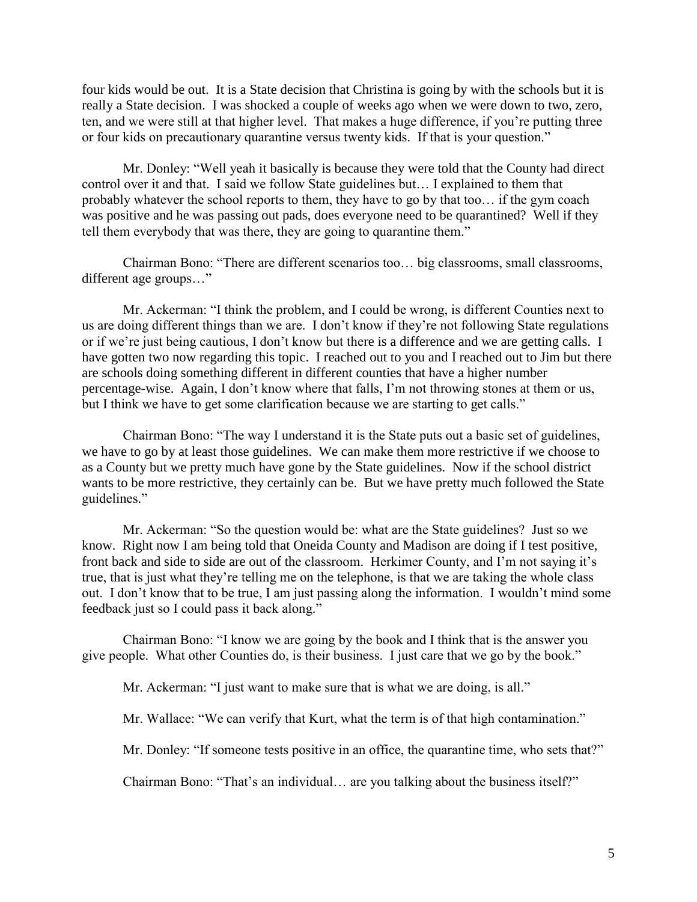four kids would be out. It is a State decision that Christina is going by with the schools but it is really a State decision. I was shocked a couple of weeks ago when we were down to two, zero, ten, and we were still at that higher level. That makes a huge difference, if you're putting three or four kids on precautionary quarantine versus twenty kids. If that is your question."

Mr. Donley: "Well yeah it basically is because they were told that the County had direct control over it and that. I said we follow State guidelines but… I explained to them that probably whatever the school reports to them, they have to go by that too… if the gym coach was positive and he was passing out pads, does everyone need to be quarantined? Well if they tell them everybody that was there, they are going to quarantine them."

Chairman Bono: "There are different scenarios too… big classrooms, small classrooms, different age groups…"

Mr. Ackerman: "I think the problem, and I could be wrong, is different Counties next to us are doing different things than we are. I don't know if they're not following State regulations or if we're just being cautious, I don't know but there is a difference and we are getting calls. I have gotten two now regarding this topic. I reached out to you and I reached out to Jim but there are schools doing something different in different counties that have a higher number percentage-wise. Again, I don't know where that falls, I'm not throwing stones at them or us, but I think we have to get some clarification because we are starting to get calls."

Chairman Bono: "The way I understand it is the State puts out a basic set of guidelines, we have to go by at least those guidelines. We can make them more restrictive if we choose to as a County but we pretty much have gone by the State guidelines. Now if the school district wants to be more restrictive, they certainly can be. But we have pretty much followed the State guidelines."

Mr. Ackerman: "So the question would be: what are the State guidelines? Just so we know. Right now I am being told that Oneida County and Madison are doing if I test positive, front back and side to side are out of the classroom. Herkimer County, and I'm not saying it's true, that is just what they're telling me on the telephone, is that we are taking the whole class out. I don't know that to be true, I am just passing along the information. I wouldn't mind some feedback just so I could pass it back along."

Chairman Bono: "I know we are going by the book and I think that is the answer you give people. What other Counties do, is their business. I just care that we go by the book."

Mr. Ackerman: "I just want to make sure that is what we are doing, is all."

Mr. Wallace: "We can verify that Kurt, what the term is of that high contamination."

Mr. Donley: "If someone tests positive in an office, the quarantine time, who sets that?"

Chairman Bono: "That's an individual… are you talking about the business itself?"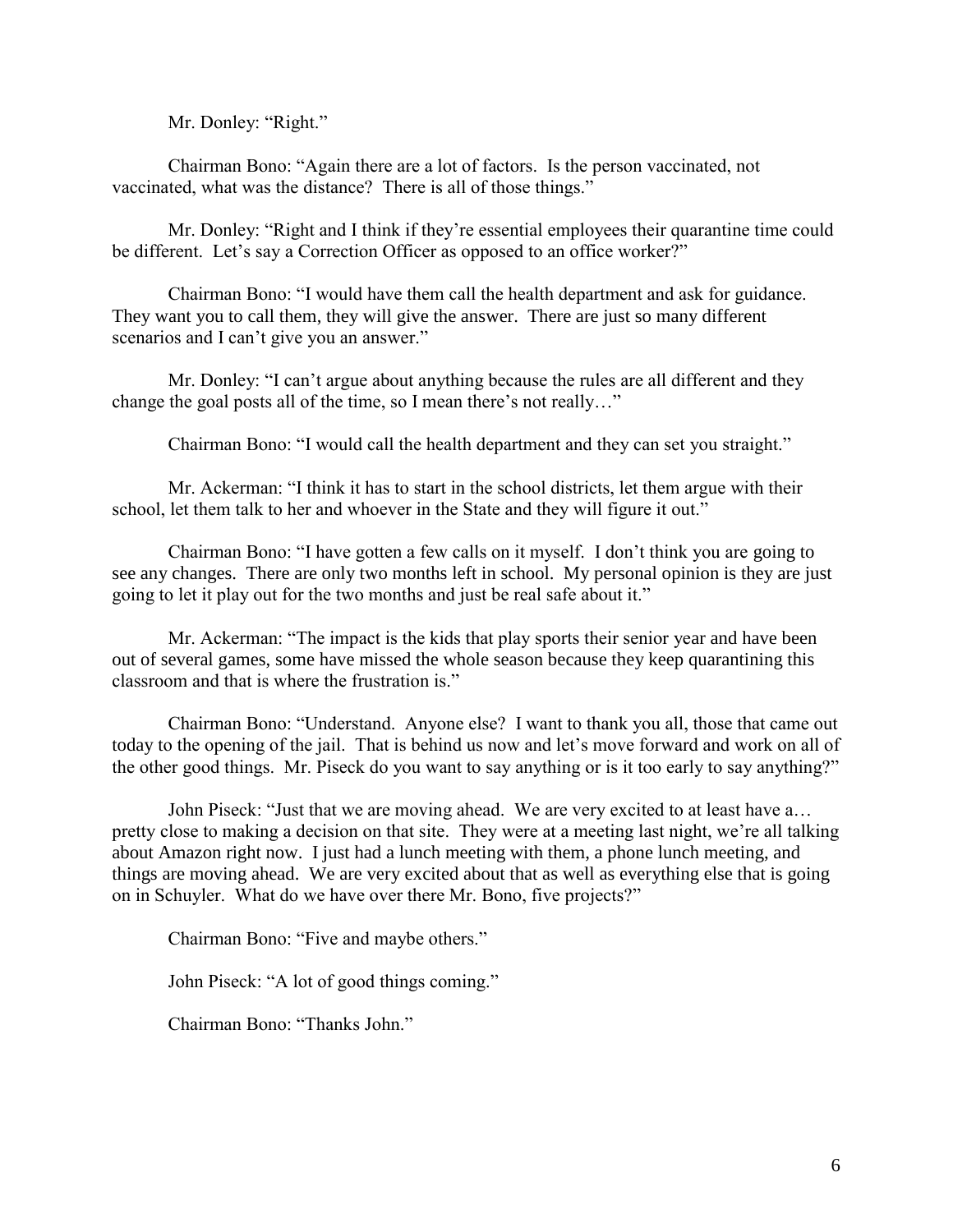Mr. Donley: "Right."

Chairman Bono: "Again there are a lot of factors. Is the person vaccinated, not vaccinated, what was the distance? There is all of those things."

Mr. Donley: "Right and I think if they're essential employees their quarantine time could be different. Let's say a Correction Officer as opposed to an office worker?"

Chairman Bono: "I would have them call the health department and ask for guidance. They want you to call them, they will give the answer. There are just so many different scenarios and I can't give you an answer."

Mr. Donley: "I can't argue about anything because the rules are all different and they change the goal posts all of the time, so I mean there's not really…"

Chairman Bono: "I would call the health department and they can set you straight."

Mr. Ackerman: "I think it has to start in the school districts, let them argue with their school, let them talk to her and whoever in the State and they will figure it out."

Chairman Bono: "I have gotten a few calls on it myself. I don't think you are going to see any changes. There are only two months left in school. My personal opinion is they are just going to let it play out for the two months and just be real safe about it."

Mr. Ackerman: "The impact is the kids that play sports their senior year and have been out of several games, some have missed the whole season because they keep quarantining this classroom and that is where the frustration is."

Chairman Bono: "Understand. Anyone else? I want to thank you all, those that came out today to the opening of the jail. That is behind us now and let's move forward and work on all of the other good things. Mr. Piseck do you want to say anything or is it too early to say anything?"

John Piseck: "Just that we are moving ahead. We are very excited to at least have a… pretty close to making a decision on that site. They were at a meeting last night, we're all talking about Amazon right now. I just had a lunch meeting with them, a phone lunch meeting, and things are moving ahead. We are very excited about that as well as everything else that is going on in Schuyler. What do we have over there Mr. Bono, five projects?"

Chairman Bono: "Five and maybe others."

John Piseck: "A lot of good things coming."

Chairman Bono: "Thanks John."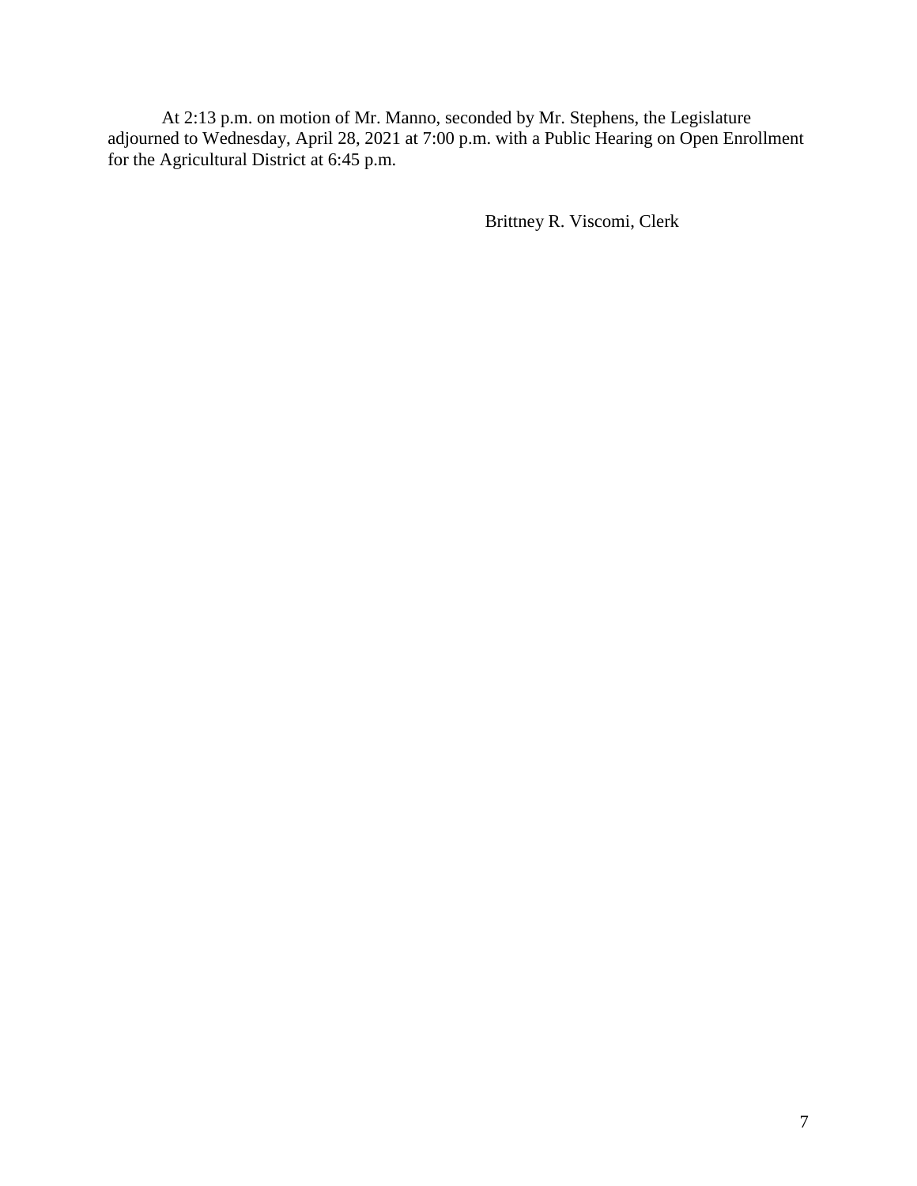At 2:13 p.m. on motion of Mr. Manno, seconded by Mr. Stephens, the Legislature adjourned to Wednesday, April 28, 2021 at 7:00 p.m. with a Public Hearing on Open Enrollment for the Agricultural District at 6:45 p.m.

Brittney R. Viscomi, Clerk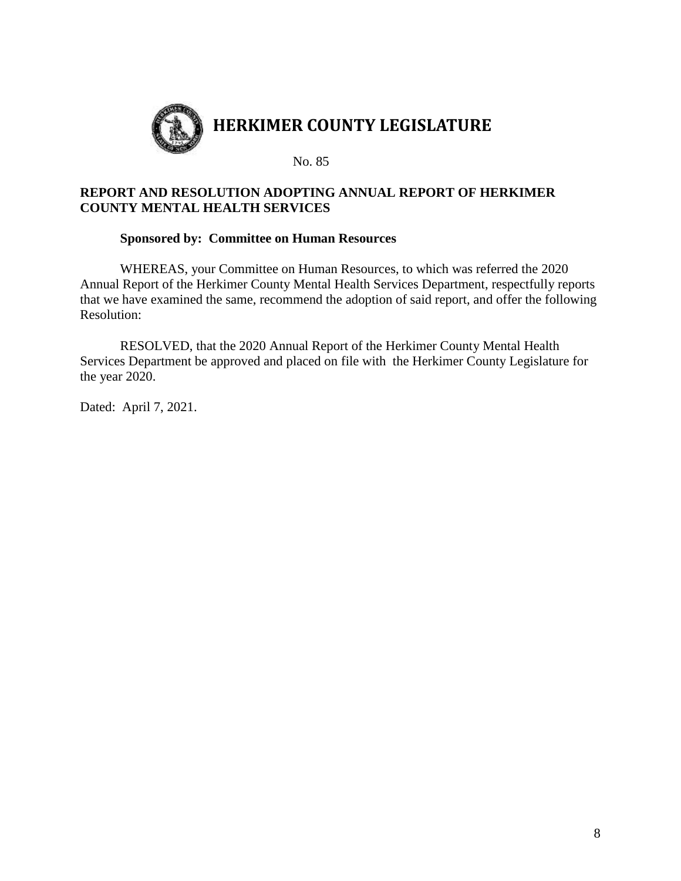# HERKIMER COUNTY LEGISLATURE

No. 85

**REPORT AND RESOLUTION ADOPTING ANNUAL REPORT OF HERKIMER COUNTY MENTAL HEALTH SERVICES**

**Sponsored by: Committee on Human Resources**

WHEREAS, your Committee on Human Resources, to which was referred the 2020 Annual Report of the Herkimer County Mental Health Services Department, respectfully reports that we have examined the same, recommend the adoption of said report, and offer the following Resolution:

RESOLVED, that the 2020 Annual Report of the Herkimer County Mental Health Services Department be approved and placed on file with the Herkimer County Legislature for the year 2020.

Dated: April 7, 2021.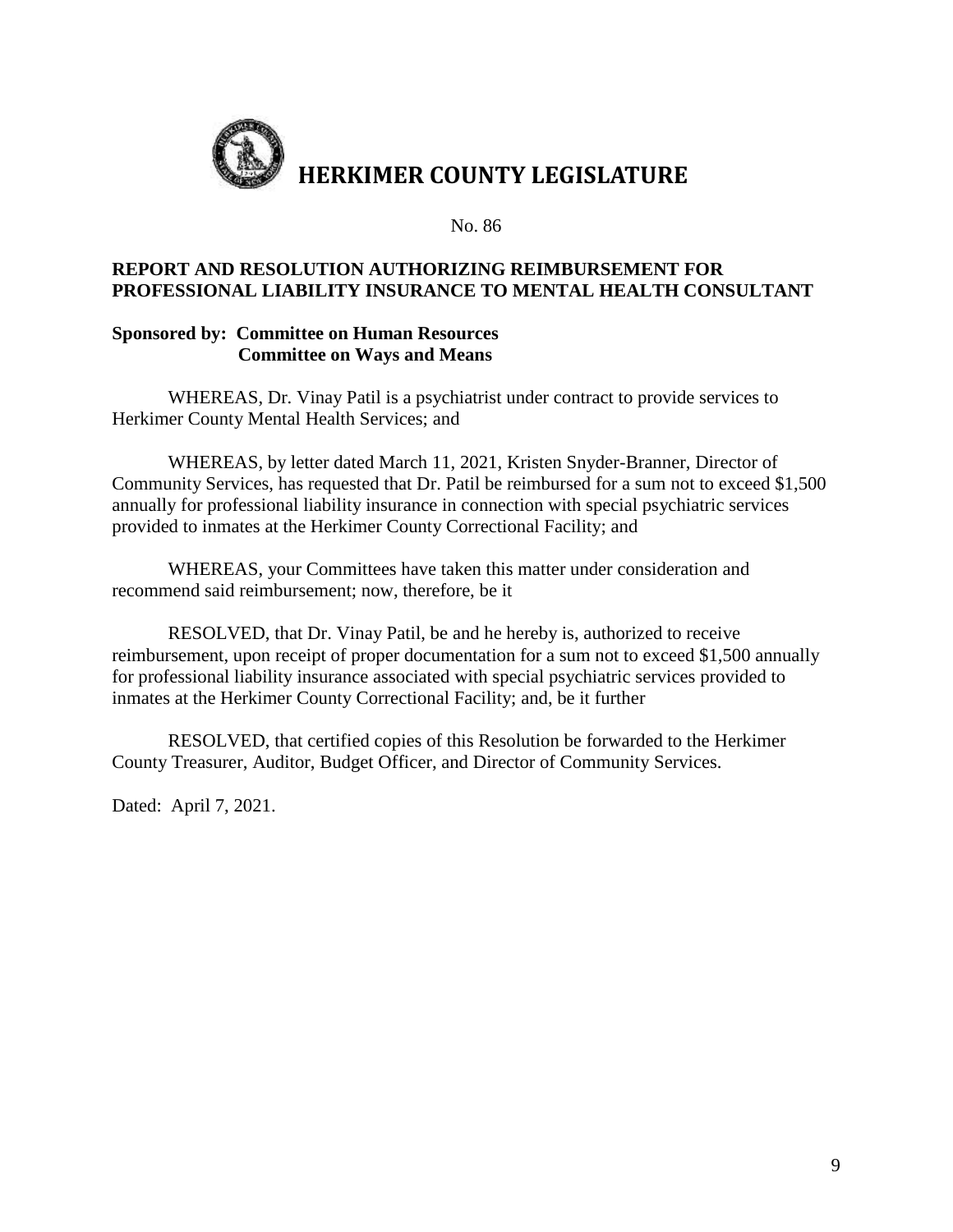# HERKIMER COUNTY LEGISLATURE

No. 86

**REPORT AND RESOLUTION AUTHORIZING REIMBURSEMENT FOR PROFESSIONAL LIABILITY INSURANCE TO MENTAL HEALTH CONSULTANT**

**Sponsored by: Committee on Human Resources**
**Committee on Ways and Means**

WHEREAS, Dr. Vinay Patil is a psychiatrist under contract to provide services to Herkimer County Mental Health Services; and

WHEREAS, by letter dated March 11, 2021, Kristen Snyder-Branner, Director of Community Services, has requested that Dr. Patil be reimbursed for a sum not to exceed $1,500 annually for professional liability insurance in connection with special psychiatric services provided to inmates at the Herkimer County Correctional Facility; and

WHEREAS, your Committees have taken this matter under consideration and recommend said reimbursement; now, therefore, be it

RESOLVED, that Dr. Vinay Patil, be and he hereby is, authorized to receive reimbursement, upon receipt of proper documentation for a sum not to exceed $1,500 annually for professional liability insurance associated with special psychiatric services provided to inmates at the Herkimer County Correctional Facility; and, be it further

RESOLVED, that certified copies of this Resolution be forwarded to the Herkimer County Treasurer, Auditor, Budget Officer, and Director of Community Services.

Dated: April 7, 2021.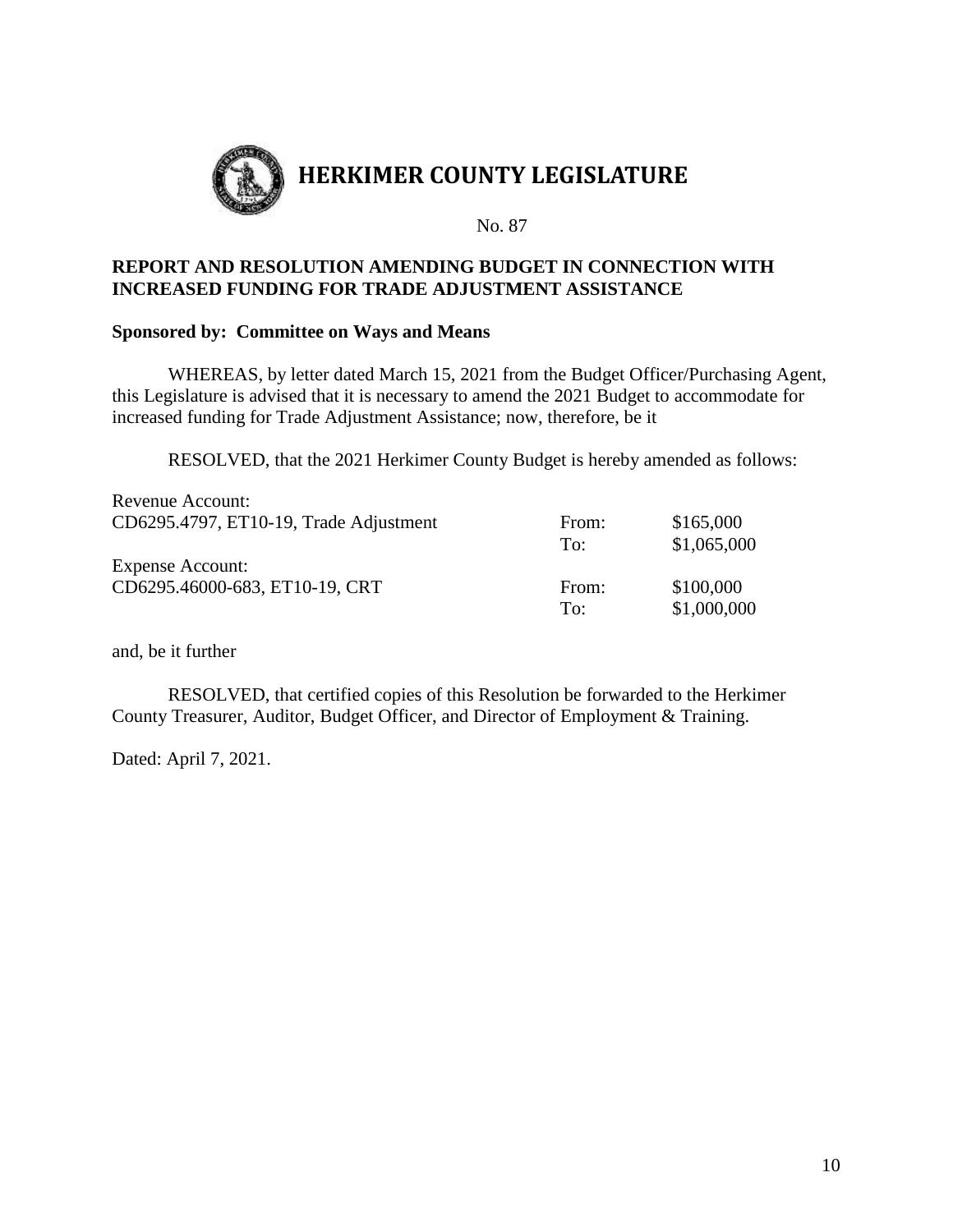# HERKIMER COUNTY LEGISLATURE

No. 87

**REPORT AND RESOLUTION AMENDING BUDGET IN CONNECTION WITH INCREASED FUNDING FOR TRADE ADJUSTMENT ASSISTANCE**

**Sponsored by: Committee on Ways and Means**

WHEREAS, by letter dated March 15, 2021 from the Budget Officer/Purchasing Agent, this Legislature is advised that it is necessary to amend the 2021 Budget to accommodate for increased funding for Trade Adjustment Assistance; now, therefore, be it

RESOLVED, that the 2021 Herkimer County Budget is hereby amended as follows:

| | | |
|---|---|---|
| Revenue Account: | | |
| CD6295.4797, ET10-19, Trade Adjustment | From: | $165,000 |
| | To: | $1,065,000 |
| Expense Account: | | |
| CD6295.46000-683, ET10-19, CRT | From: | $100,000 |
| | To: | $1,000,000 |

and, be it further

RESOLVED, that certified copies of this Resolution be forwarded to the Herkimer County Treasurer, Auditor, Budget Officer, and Director of Employment & Training.

Dated: April 7, 2021.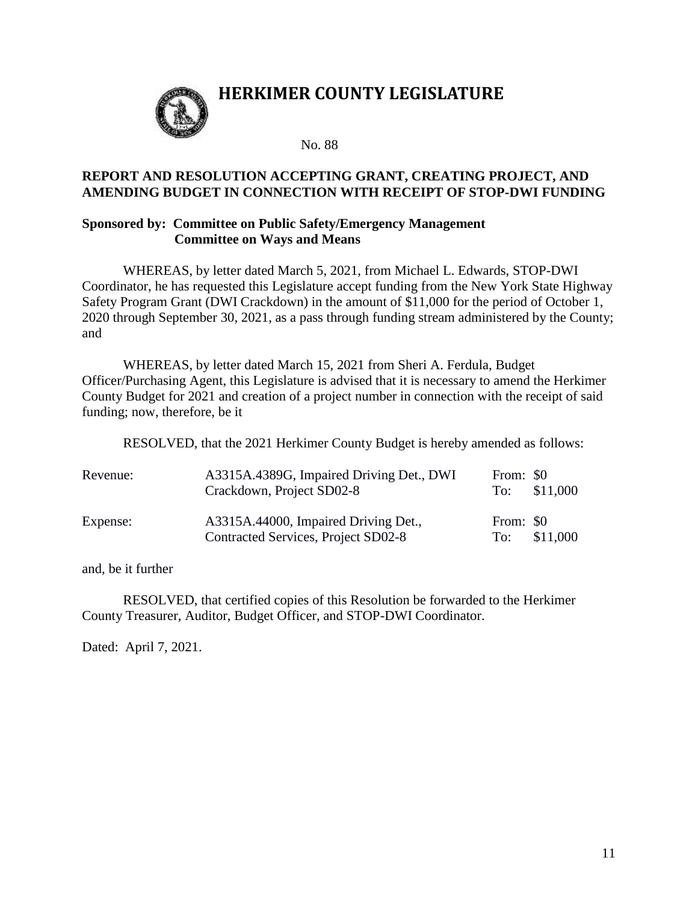# HERKIMER COUNTY LEGISLATURE

No. 88

**REPORT AND RESOLUTION ACCEPTING GRANT, CREATING PROJECT, AND AMENDING BUDGET IN CONNECTION WITH RECEIPT OF STOP-DWI FUNDING**

**Sponsored by: Committee on Public Safety/Emergency Management**
**Committee on Ways and Means**

WHEREAS, by letter dated March 5, 2021, from Michael L. Edwards, STOP-DWI Coordinator, he has requested this Legislature accept funding from the New York State Highway Safety Program Grant (DWI Crackdown) in the amount of $11,000 for the period of October 1, 2020 through September 30, 2021, as a pass through funding stream administered by the County; and

WHEREAS, by letter dated March 15, 2021 from Sheri A. Ferdula, Budget Officer/Purchasing Agent, this Legislature is advised that it is necessary to amend the Herkimer County Budget for 2021 and creation of a project number in connection with the receipt of said funding; now, therefore, be it

RESOLVED, that the 2021 Herkimer County Budget is hereby amended as follows:

| | | |
|---|---|---|
| Revenue: | A3315A.4389G, Impaired Driving Det., DWI Crackdown, Project SD02-8 | From: $0<br>To: $11,000 |
| Expense: | A3315A.44000, Impaired Driving Det., Contracted Services, Project SD02-8 | From: $0<br>To: $11,000 |

and, be it further

RESOLVED, that certified copies of this Resolution be forwarded to the Herkimer County Treasurer, Auditor, Budget Officer, and STOP-DWI Coordinator.

Dated: April 7, 2021.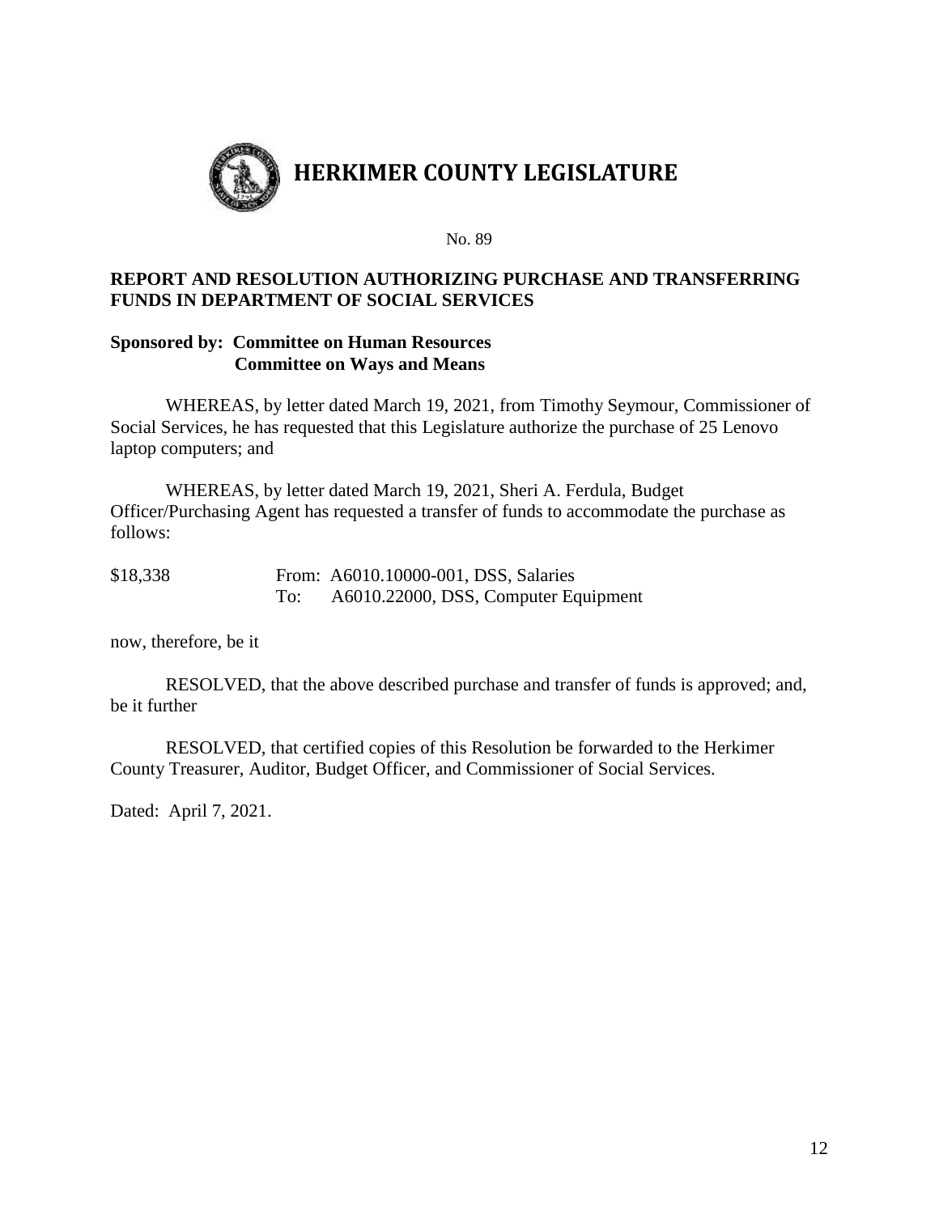# HERKIMER COUNTY LEGISLATURE

No. 89

**REPORT AND RESOLUTION AUTHORIZING PURCHASE AND TRANSFERRING FUNDS IN DEPARTMENT OF SOCIAL SERVICES**

**Sponsored by: Committee on Human Resources**
**Committee on Ways and Means**

WHEREAS, by letter dated March 19, 2021, from Timothy Seymour, Commissioner of Social Services, he has requested that this Legislature authorize the purchase of 25 Lenovo laptop computers; and

WHEREAS, by letter dated March 19, 2021, Sheri A. Ferdula, Budget Officer/Purchasing Agent has requested a transfer of funds to accommodate the purchase as follows:

| | | |
|---|---|---|
| $18,338 | From: | A6010.10000-001, DSS, Salaries |
| | To: | A6010.22000, DSS, Computer Equipment |

now, therefore, be it

RESOLVED, that the above described purchase and transfer of funds is approved; and, be it further

RESOLVED, that certified copies of this Resolution be forwarded to the Herkimer County Treasurer, Auditor, Budget Officer, and Commissioner of Social Services.

Dated: April 7, 2021.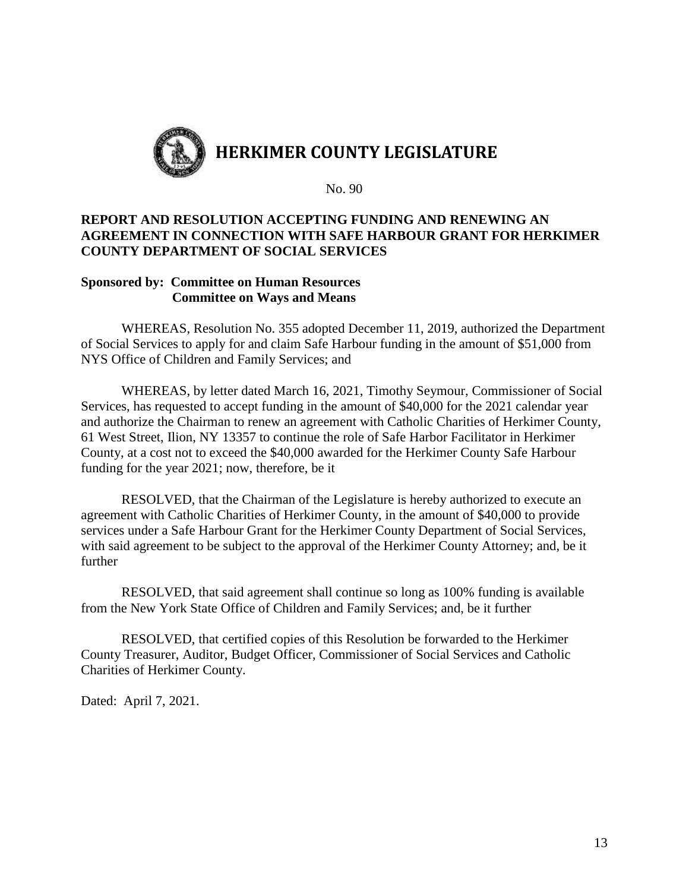# HERKIMER COUNTY LEGISLATURE

No. 90

**REPORT AND RESOLUTION ACCEPTING FUNDING AND RENEWING AN AGREEMENT IN CONNECTION WITH SAFE HARBOUR GRANT FOR HERKIMER COUNTY DEPARTMENT OF SOCIAL SERVICES**

**Sponsored by: Committee on Human Resources**
**Committee on Ways and Means**

WHEREAS, Resolution No. 355 adopted December 11, 2019, authorized the Department of Social Services to apply for and claim Safe Harbour funding in the amount of $51,000 from NYS Office of Children and Family Services; and

WHEREAS, by letter dated March 16, 2021, Timothy Seymour, Commissioner of Social Services, has requested to accept funding in the amount of $40,000 for the 2021 calendar year and authorize the Chairman to renew an agreement with Catholic Charities of Herkimer County, 61 West Street, Ilion, NY 13357 to continue the role of Safe Harbor Facilitator in Herkimer County, at a cost not to exceed the $40,000 awarded for the Herkimer County Safe Harbour funding for the year 2021; now, therefore, be it

RESOLVED, that the Chairman of the Legislature is hereby authorized to execute an agreement with Catholic Charities of Herkimer County, in the amount of $40,000 to provide services under a Safe Harbour Grant for the Herkimer County Department of Social Services, with said agreement to be subject to the approval of the Herkimer County Attorney; and, be it further

RESOLVED, that said agreement shall continue so long as 100% funding is available from the New York State Office of Children and Family Services; and, be it further

RESOLVED, that certified copies of this Resolution be forwarded to the Herkimer County Treasurer, Auditor, Budget Officer, Commissioner of Social Services and Catholic Charities of Herkimer County.

Dated: April 7, 2021.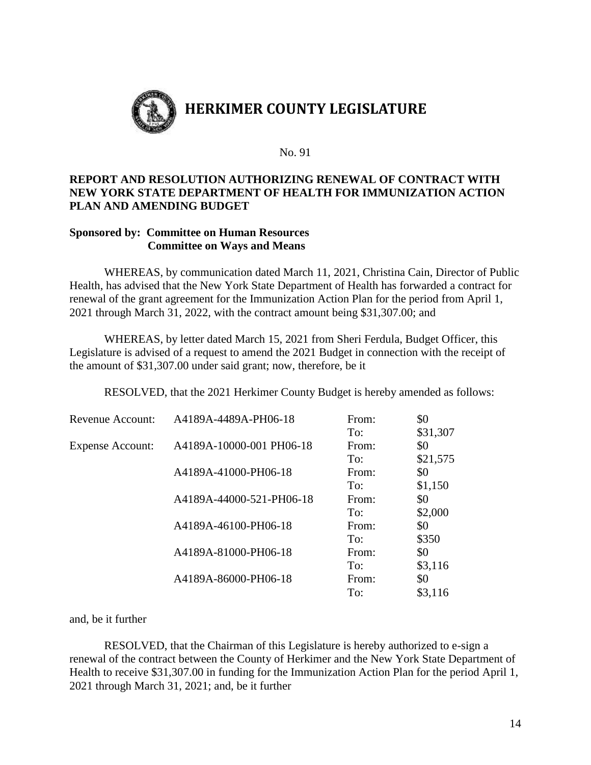# HERKIMER COUNTY LEGISLATURE

No. 91

**REPORT AND RESOLUTION AUTHORIZING RENEWAL OF CONTRACT WITH NEW YORK STATE DEPARTMENT OF HEALTH FOR IMMUNIZATION ACTION PLAN AND AMENDING BUDGET**

**Sponsored by: Committee on Human Resources**
**Committee on Ways and Means**

WHEREAS, by communication dated March 11, 2021, Christina Cain, Director of Public Health, has advised that the New York State Department of Health has forwarded a contract for renewal of the grant agreement for the Immunization Action Plan for the period from April 1, 2021 through March 31, 2022, with the contract amount being $31,307.00; and

WHEREAS, by letter dated March 15, 2021 from Sheri Ferdula, Budget Officer, this Legislature is advised of a request to amend the 2021 Budget in connection with the receipt of the amount of $31,307.00 under said grant; now, therefore, be it

RESOLVED, that the 2021 Herkimer County Budget is hereby amended as follows:

| | | | |
|---|---|---|---|
| Revenue Account: | A4189A-4489A-PH06-18 | From: | $0 |
| | | To: | $31,307 |
| Expense Account: | A4189A-10000-001 PH06-18 | From: | $0 |
| | | To: | $21,575 |
| | A4189A-41000-PH06-18 | From: | $0 |
| | | To: | $1,150 |
| | A4189A-44000-521-PH06-18 | From: | $0 |
| | | To: | $2,000 |
| | A4189A-46100-PH06-18 | From: | $0 |
| | | To: | $350 |
| | A4189A-81000-PH06-18 | From: | $0 |
| | | To: | $3,116 |
| | A4189A-86000-PH06-18 | From: | $0 |
| | | To: | $3,116 |

and, be it further

RESOLVED, that the Chairman of this Legislature is hereby authorized to e-sign a renewal of the contract between the County of Herkimer and the New York State Department of Health to receive $31,307.00 in funding for the Immunization Action Plan for the period April 1, 2021 through March 31, 2021; and, be it further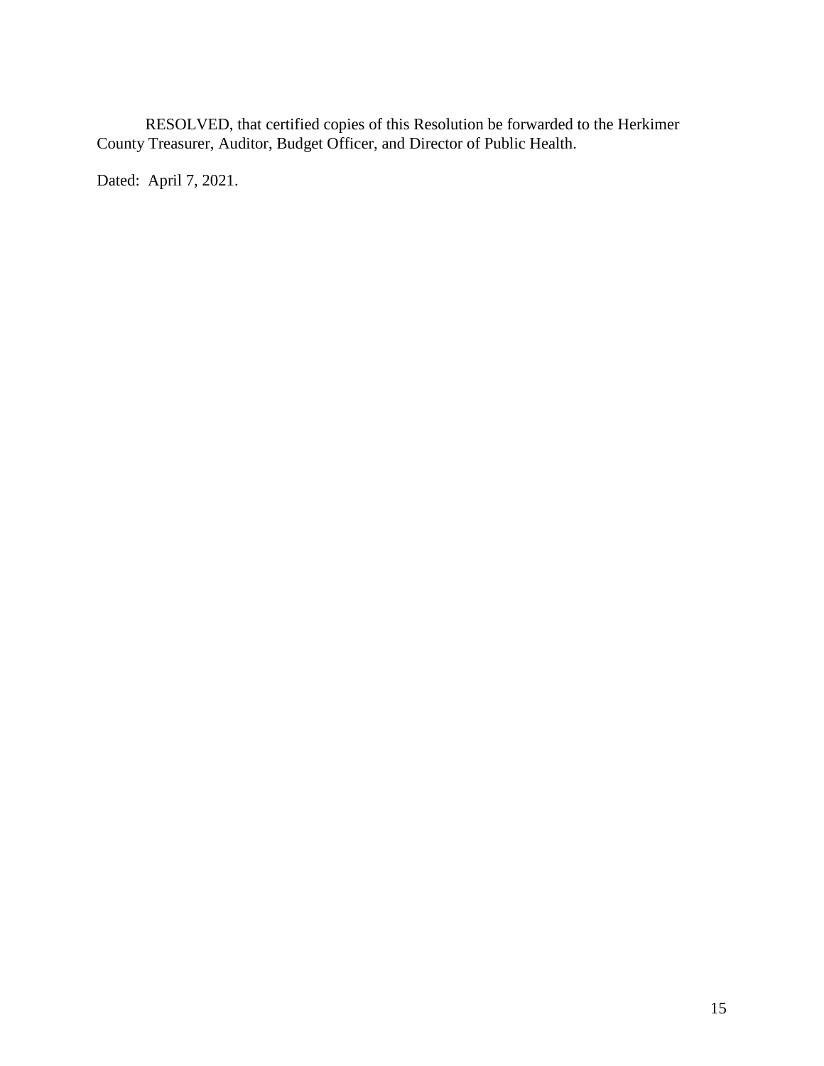RESOLVED, that certified copies of this Resolution be forwarded to the Herkimer County Treasurer, Auditor, Budget Officer, and Director of Public Health.

Dated: April 7, 2021.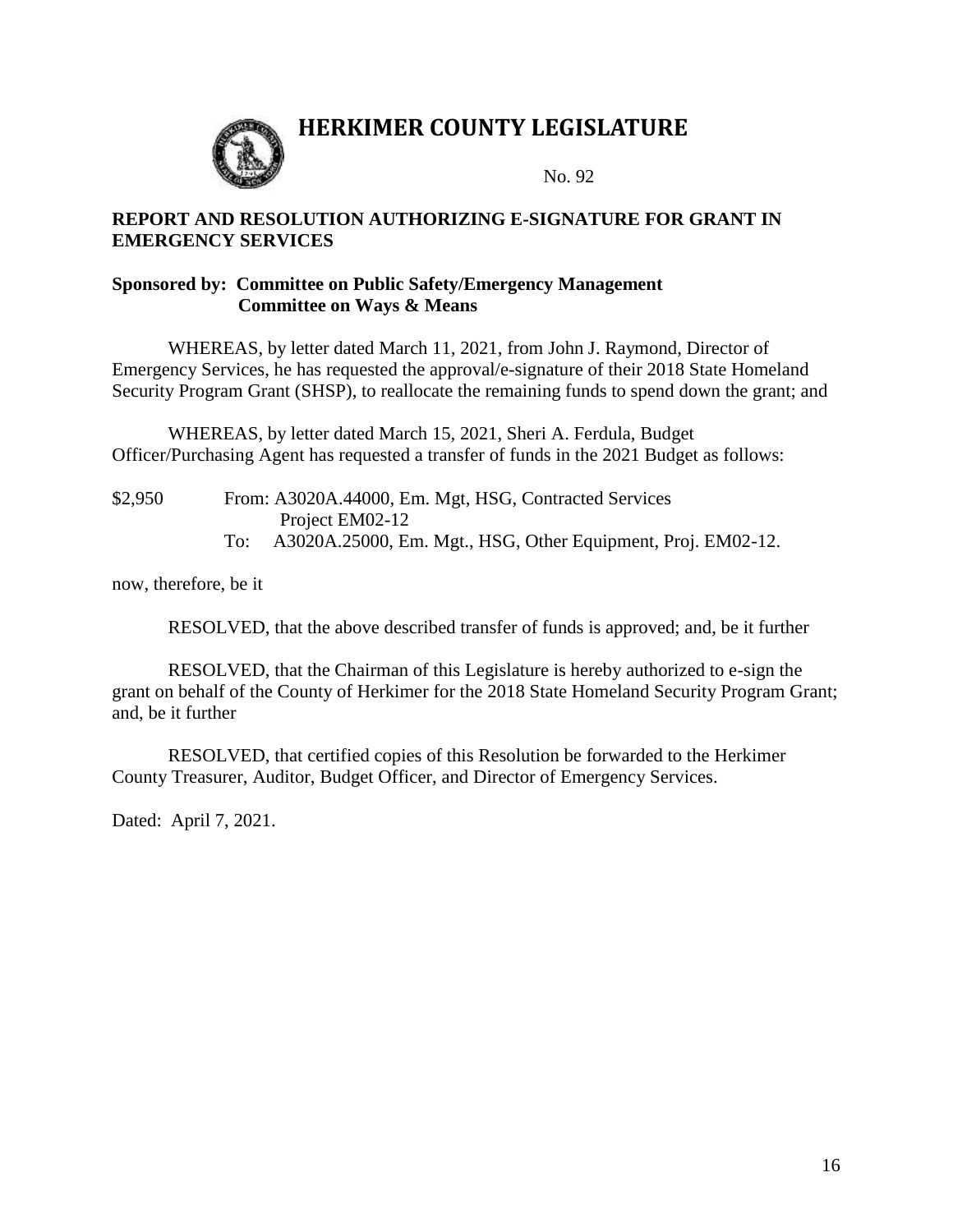# HERKIMER COUNTY LEGISLATURE

No. 92

**REPORT AND RESOLUTION AUTHORIZING E-SIGNATURE FOR GRANT IN EMERGENCY SERVICES**

**Sponsored by: Committee on Public Safety/Emergency Management**
**Committee on Ways & Means**

WHEREAS, by letter dated March 11, 2021, from John J. Raymond, Director of Emergency Services, he has requested the approval/e-signature of their 2018 State Homeland Security Program Grant (SHSP), to reallocate the remaining funds to spend down the grant; and

WHEREAS, by letter dated March 15, 2021, Sheri A. Ferdula, Budget Officer/Purchasing Agent has requested a transfer of funds in the 2021 Budget as follows:

$2,950 From: A3020A.44000, Em. Mgt, HSG, Contracted Services Project EM02-12
To: A3020A.25000, Em. Mgt., HSG, Other Equipment, Proj. EM02-12.

now, therefore, be it

RESOLVED, that the above described transfer of funds is approved; and, be it further

RESOLVED, that the Chairman of this Legislature is hereby authorized to e-sign the grant on behalf of the County of Herkimer for the 2018 State Homeland Security Program Grant; and, be it further

RESOLVED, that certified copies of this Resolution be forwarded to the Herkimer County Treasurer, Auditor, Budget Officer, and Director of Emergency Services.

Dated: April 7, 2021.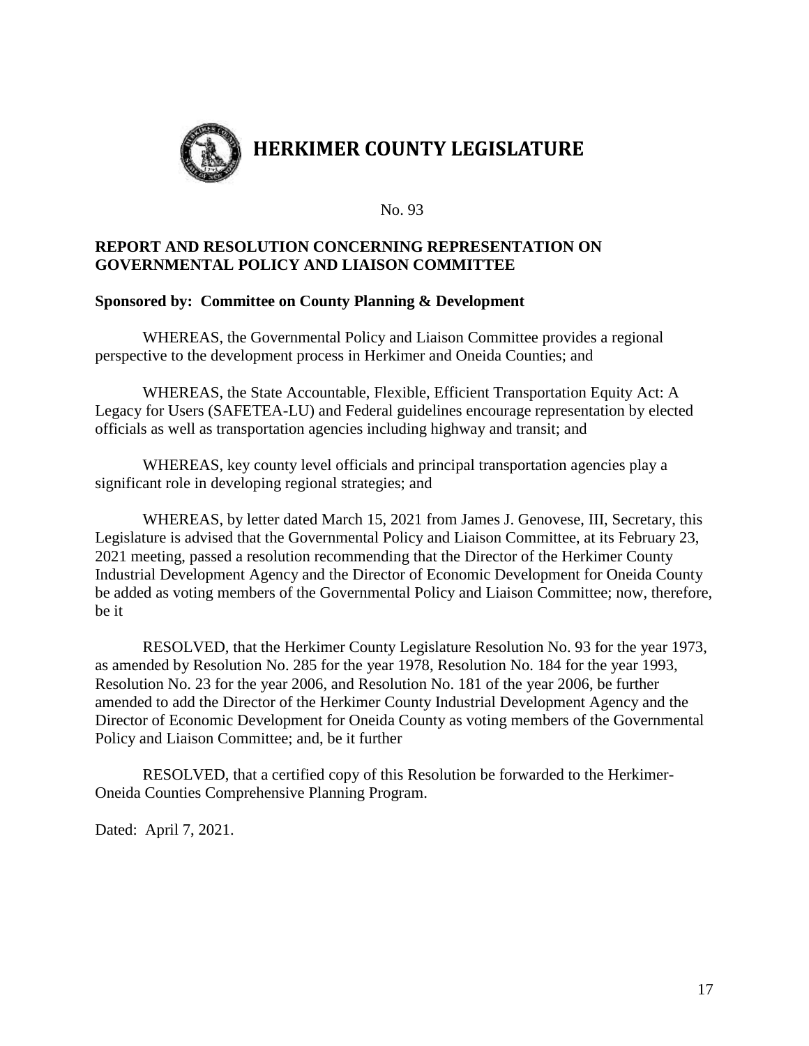# HERKIMER COUNTY LEGISLATURE

No. 93

**REPORT AND RESOLUTION CONCERNING REPRESENTATION ON GOVERNMENTAL POLICY AND LIAISON COMMITTEE**

**Sponsored by: Committee on County Planning & Development**

WHEREAS, the Governmental Policy and Liaison Committee provides a regional perspective to the development process in Herkimer and Oneida Counties; and

WHEREAS, the State Accountable, Flexible, Efficient Transportation Equity Act: A Legacy for Users (SAFETEA-LU) and Federal guidelines encourage representation by elected officials as well as transportation agencies including highway and transit; and

WHEREAS, key county level officials and principal transportation agencies play a significant role in developing regional strategies; and

WHEREAS, by letter dated March 15, 2021 from James J. Genovese, III, Secretary, this Legislature is advised that the Governmental Policy and Liaison Committee, at its February 23, 2021 meeting, passed a resolution recommending that the Director of the Herkimer County Industrial Development Agency and the Director of Economic Development for Oneida County be added as voting members of the Governmental Policy and Liaison Committee; now, therefore, be it

RESOLVED, that the Herkimer County Legislature Resolution No. 93 for the year 1973, as amended by Resolution No. 285 for the year 1978, Resolution No. 184 for the year 1993, Resolution No. 23 for the year 2006, and Resolution No. 181 of the year 2006, be further amended to add the Director of the Herkimer County Industrial Development Agency and the Director of Economic Development for Oneida County as voting members of the Governmental Policy and Liaison Committee; and, be it further

RESOLVED, that a certified copy of this Resolution be forwarded to the Herkimer-Oneida Counties Comprehensive Planning Program.

Dated: April 7, 2021.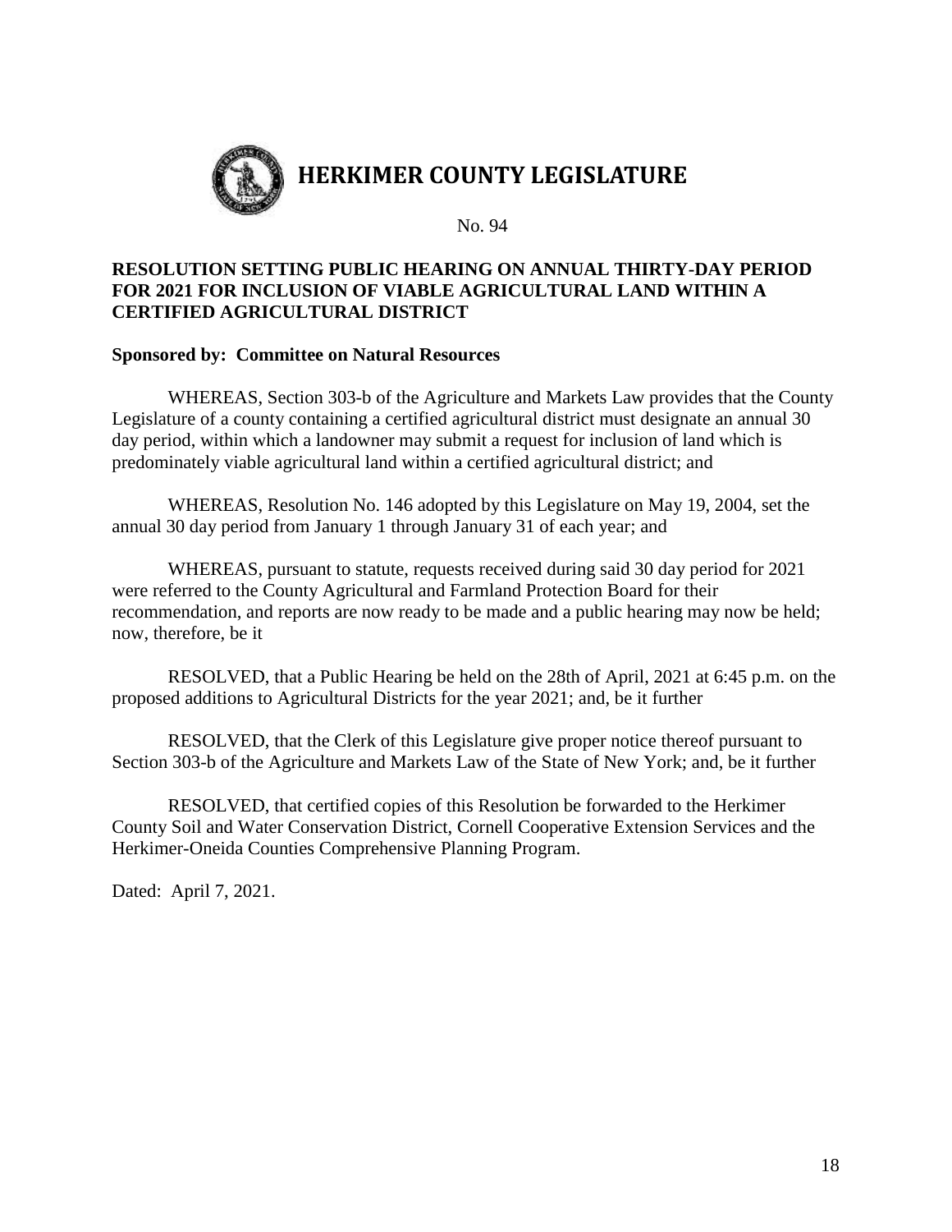# HERKIMER COUNTY LEGISLATURE

No. 94

**RESOLUTION SETTING PUBLIC HEARING ON ANNUAL THIRTY-DAY PERIOD FOR 2021 FOR INCLUSION OF VIABLE AGRICULTURAL LAND WITHIN A CERTIFIED AGRICULTURAL DISTRICT**

**Sponsored by: Committee on Natural Resources**

WHEREAS, Section 303-b of the Agriculture and Markets Law provides that the County Legislature of a county containing a certified agricultural district must designate an annual 30 day period, within which a landowner may submit a request for inclusion of land which is predominately viable agricultural land within a certified agricultural district; and

WHEREAS, Resolution No. 146 adopted by this Legislature on May 19, 2004, set the annual 30 day period from January 1 through January 31 of each year; and

WHEREAS, pursuant to statute, requests received during said 30 day period for 2021 were referred to the County Agricultural and Farmland Protection Board for their recommendation, and reports are now ready to be made and a public hearing may now be held; now, therefore, be it

RESOLVED, that a Public Hearing be held on the 28th of April, 2021 at 6:45 p.m. on the proposed additions to Agricultural Districts for the year 2021; and, be it further

RESOLVED, that the Clerk of this Legislature give proper notice thereof pursuant to Section 303-b of the Agriculture and Markets Law of the State of New York; and, be it further

RESOLVED, that certified copies of this Resolution be forwarded to the Herkimer County Soil and Water Conservation District, Cornell Cooperative Extension Services and the Herkimer-Oneida Counties Comprehensive Planning Program.

Dated: April 7, 2021.